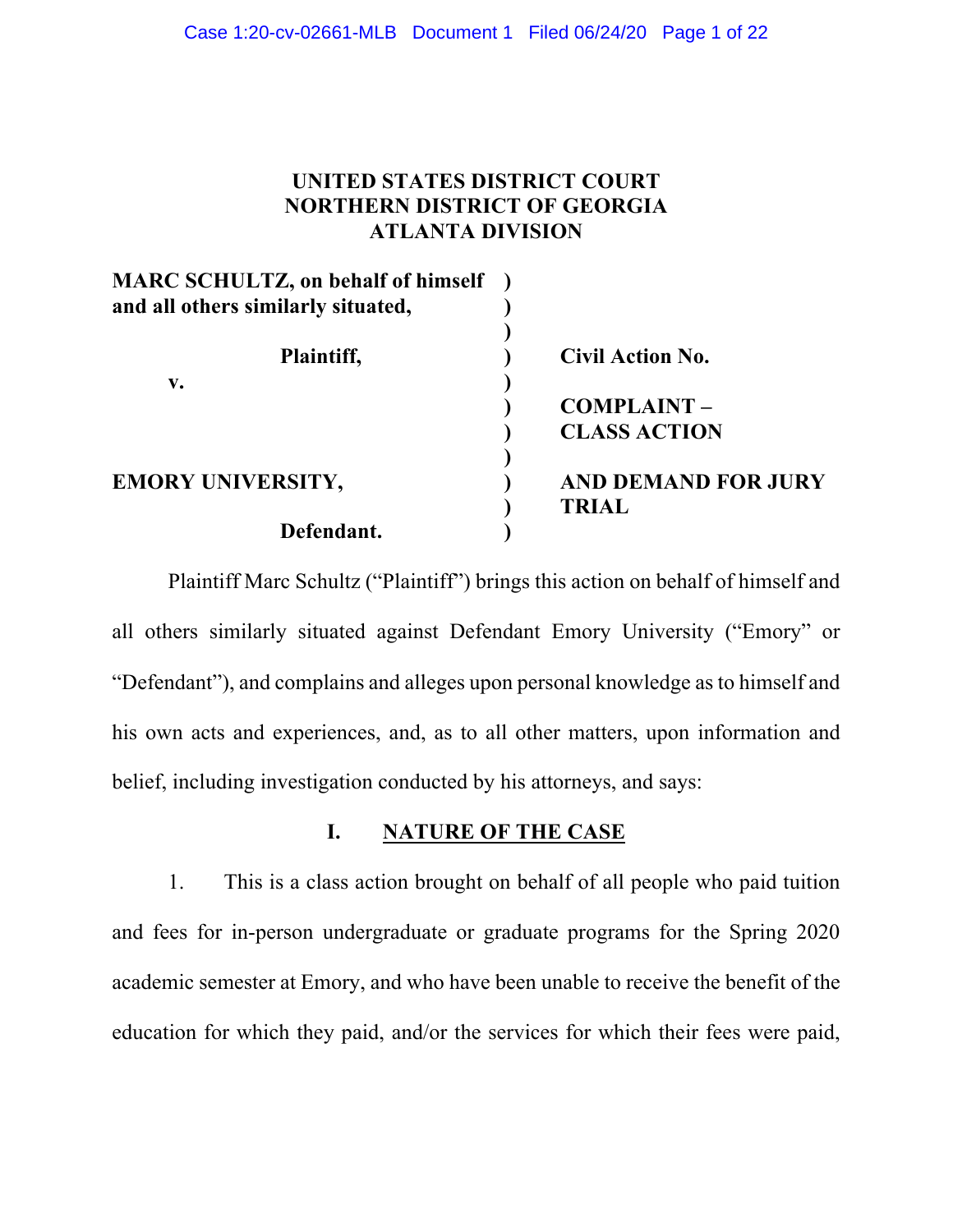# UNITED STATES DISTRICT COURT
# NORTHERN DISTRICT OF GEORGIA
# ATLANTA DIVISION

| | | |
|---|---|---|
| **MARC SCHULTZ, on behalf of himself and all others similarly situated,** | ) | |
| **Plaintiff,** | ) | **Civil Action No.** |
| **v.** | ) | **COMPLAINT – CLASS ACTION** |
| **EMORY UNIVERSITY,** | ) | **AND DEMAND FOR JURY TRIAL** |
| **Defendant.** | ) | |

Plaintiff Marc Schultz ("Plaintiff") brings this action on behalf of himself and all others similarly situated against Defendant Emory University ("Emory" or "Defendant"), and complains and alleges upon personal knowledge as to himself and his own acts and experiences, and, as to all other matters, upon information and belief, including investigation conducted by his attorneys, and says:

## I. NATURE OF THE CASE

1. This is a class action brought on behalf of all people who paid tuition and fees for in-person undergraduate or graduate programs for the Spring 2020 academic semester at Emory, and who have been unable to receive the benefit of the education for which they paid, and/or the services for which their fees were paid,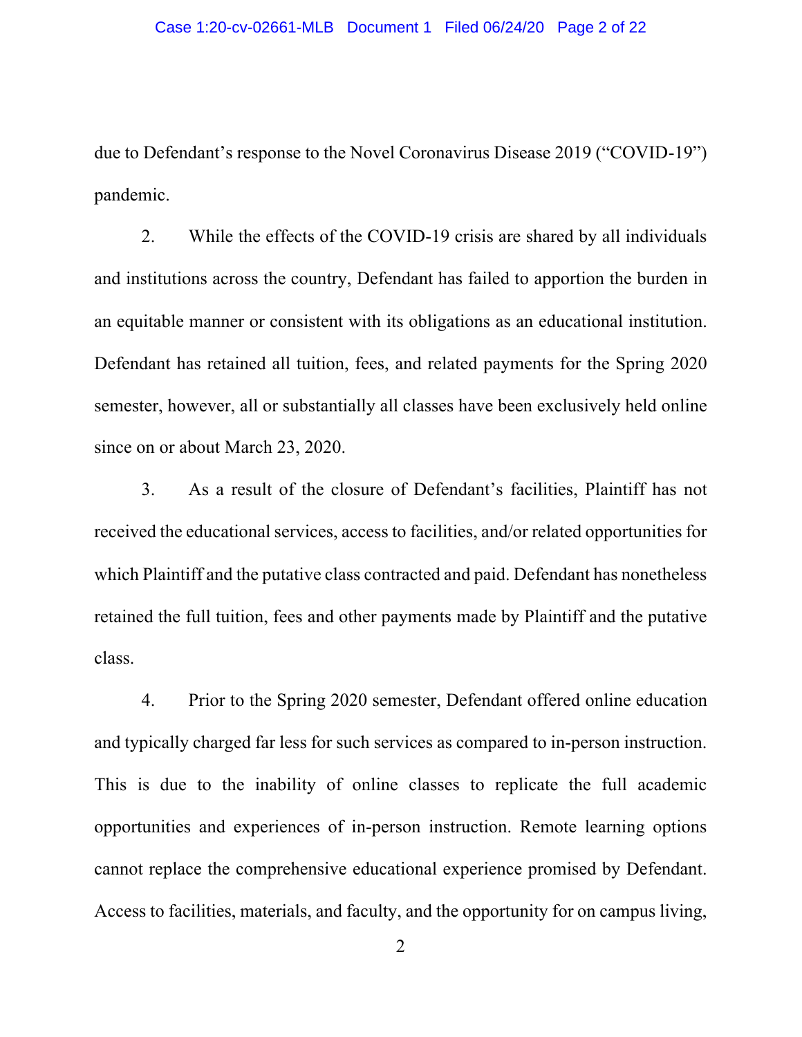due to Defendant's response to the Novel Coronavirus Disease 2019 ("COVID-19") pandemic.

2. While the effects of the COVID-19 crisis are shared by all individuals and institutions across the country, Defendant has failed to apportion the burden in an equitable manner or consistent with its obligations as an educational institution. Defendant has retained all tuition, fees, and related payments for the Spring 2020 semester, however, all or substantially all classes have been exclusively held online since on or about March 23, 2020.

3. As a result of the closure of Defendant's facilities, Plaintiff has not received the educational services, access to facilities, and/or related opportunities for which Plaintiff and the putative class contracted and paid. Defendant has nonetheless retained the full tuition, fees and other payments made by Plaintiff and the putative class.

4. Prior to the Spring 2020 semester, Defendant offered online education and typically charged far less for such services as compared to in-person instruction. This is due to the inability of online classes to replicate the full academic opportunities and experiences of in-person instruction. Remote learning options cannot replace the comprehensive educational experience promised by Defendant. Access to facilities, materials, and faculty, and the opportunity for on campus living,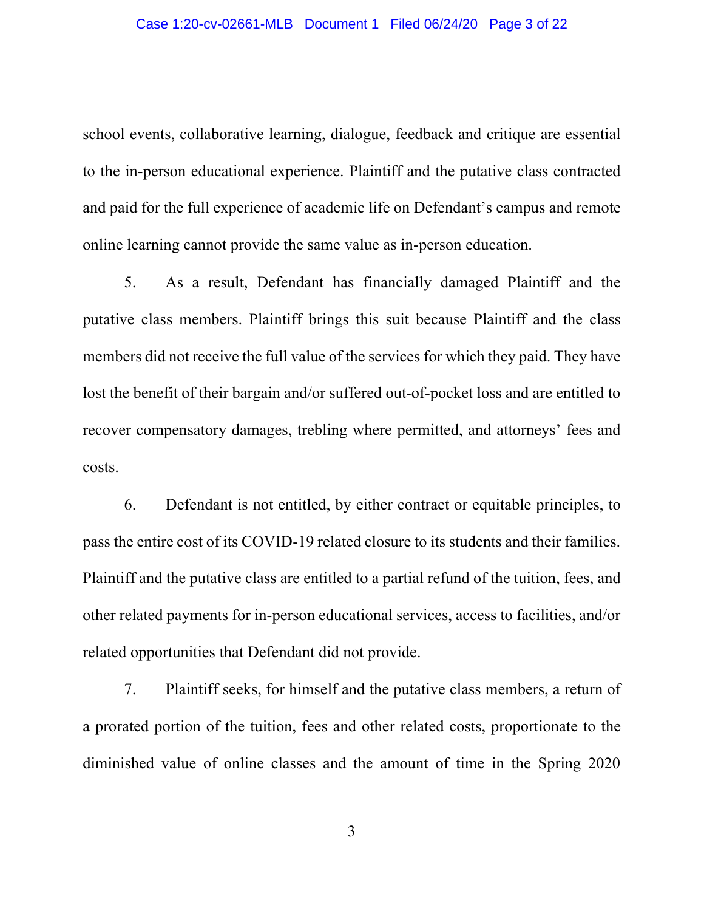school events, collaborative learning, dialogue, feedback and critique are essential to the in-person educational experience. Plaintiff and the putative class contracted and paid for the full experience of academic life on Defendant's campus and remote online learning cannot provide the same value as in-person education.

5. As a result, Defendant has financially damaged Plaintiff and the putative class members. Plaintiff brings this suit because Plaintiff and the class members did not receive the full value of the services for which they paid. They have lost the benefit of their bargain and/or suffered out-of-pocket loss and are entitled to recover compensatory damages, trebling where permitted, and attorneys' fees and costs.

6. Defendant is not entitled, by either contract or equitable principles, to pass the entire cost of its COVID-19 related closure to its students and their families. Plaintiff and the putative class are entitled to a partial refund of the tuition, fees, and other related payments for in-person educational services, access to facilities, and/or related opportunities that Defendant did not provide.

7. Plaintiff seeks, for himself and the putative class members, a return of a prorated portion of the tuition, fees and other related costs, proportionate to the diminished value of online classes and the amount of time in the Spring 2020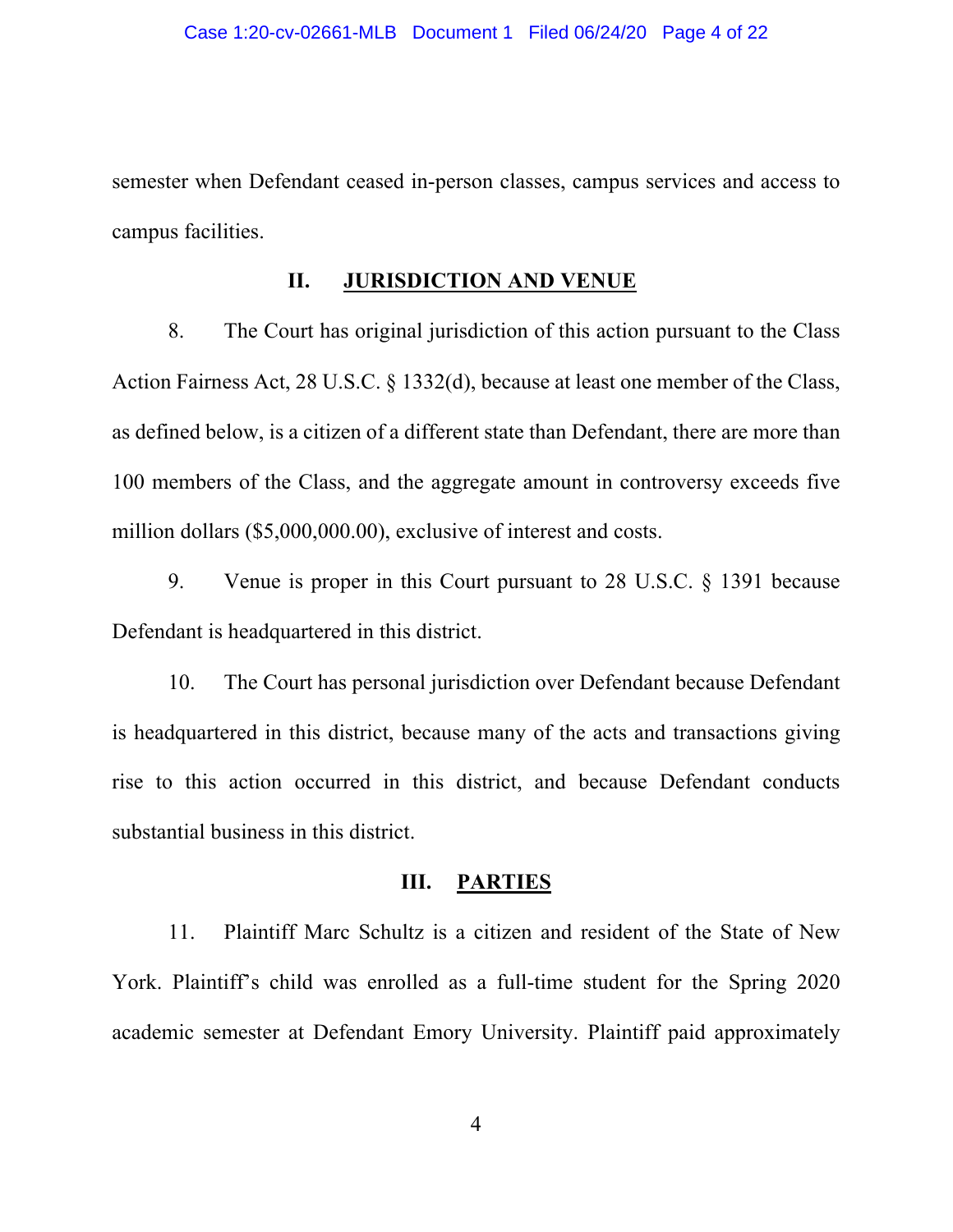semester when Defendant ceased in-person classes, campus services and access to campus facilities.

## II. JURISDICTION AND VENUE

8. The Court has original jurisdiction of this action pursuant to the Class Action Fairness Act, 28 U.S.C. § 1332(d), because at least one member of the Class, as defined below, is a citizen of a different state than Defendant, there are more than 100 members of the Class, and the aggregate amount in controversy exceeds five million dollars ($5,000,000.00), exclusive of interest and costs.

9. Venue is proper in this Court pursuant to 28 U.S.C. § 1391 because Defendant is headquartered in this district.

10. The Court has personal jurisdiction over Defendant because Defendant is headquartered in this district, because many of the acts and transactions giving rise to this action occurred in this district, and because Defendant conducts substantial business in this district.

## III. PARTIES

11. Plaintiff Marc Schultz is a citizen and resident of the State of New York. Plaintiff's child was enrolled as a full-time student for the Spring 2020 academic semester at Defendant Emory University. Plaintiff paid approximately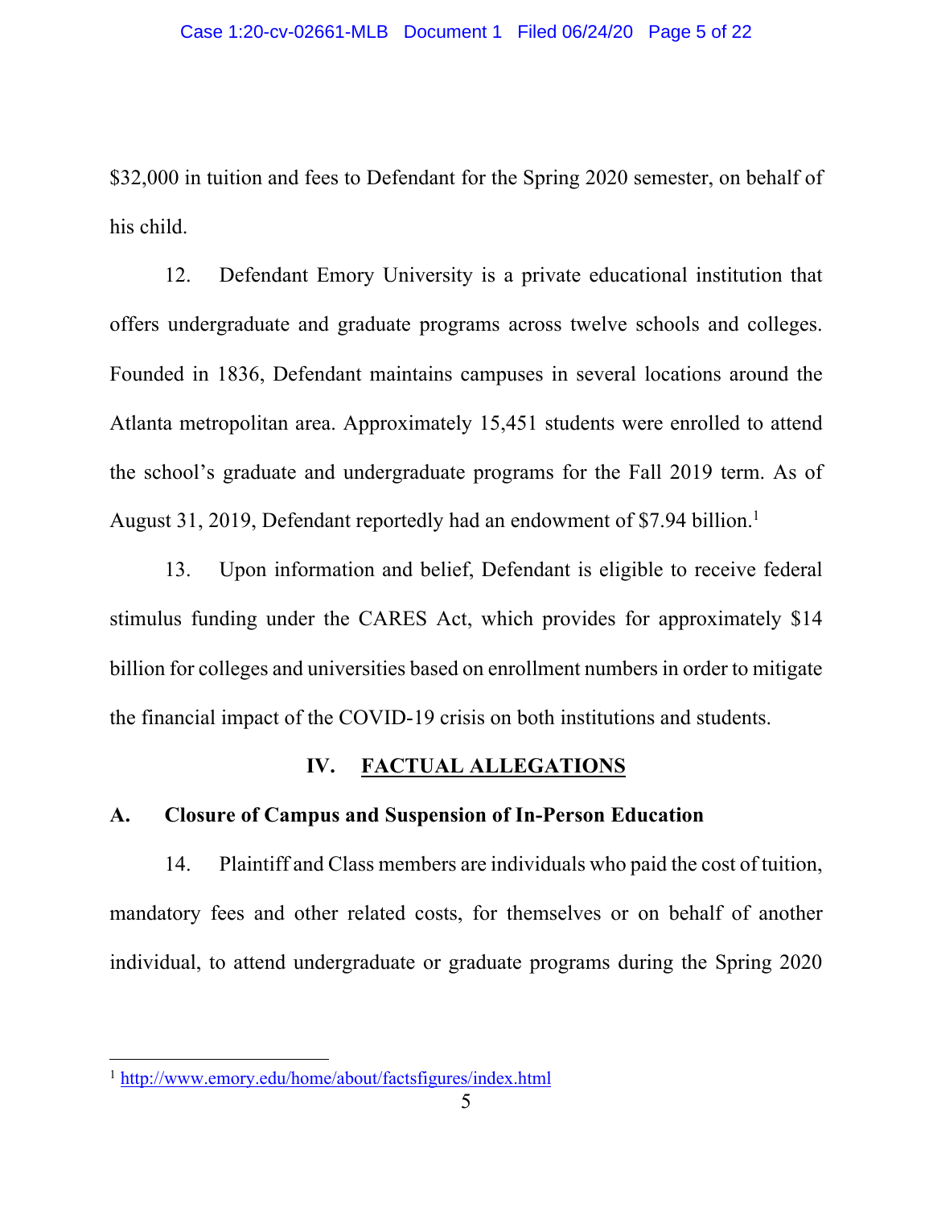$32,000 in tuition and fees to Defendant for the Spring 2020 semester, on behalf of his child.

12. Defendant Emory University is a private educational institution that offers undergraduate and graduate programs across twelve schools and colleges. Founded in 1836, Defendant maintains campuses in several locations around the Atlanta metropolitan area. Approximately 15,451 students were enrolled to attend the school's graduate and undergraduate programs for the Fall 2019 term. As of August 31, 2019, Defendant reportedly had an endowment of $7.94 billion.[1]

13. Upon information and belief, Defendant is eligible to receive federal stimulus funding under the CARES Act, which provides for approximately $14 billion for colleges and universities based on enrollment numbers in order to mitigate the financial impact of the COVID-19 crisis on both institutions and students.

## IV. FACTUAL ALLEGATIONS

### A. Closure of Campus and Suspension of In-Person Education

14. Plaintiff and Class members are individuals who paid the cost of tuition, mandatory fees and other related costs, for themselves or on behalf of another individual, to attend undergraduate or graduate programs during the Spring 2020

---

[1] http://www.emory.edu/home/about/factsfigures/index.html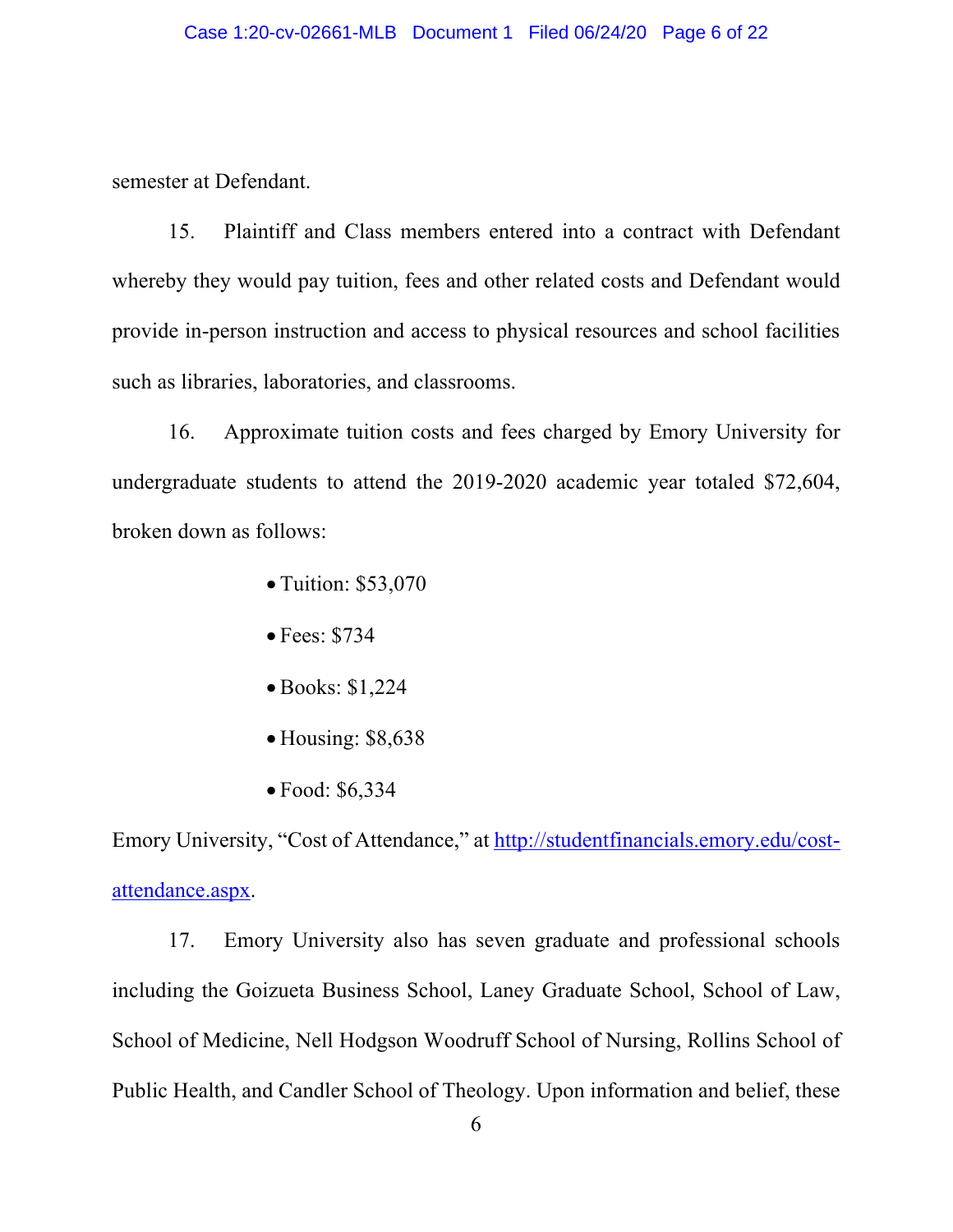semester at Defendant.

15. Plaintiff and Class members entered into a contract with Defendant whereby they would pay tuition, fees and other related costs and Defendant would provide in-person instruction and access to physical resources and school facilities such as libraries, laboratories, and classrooms.

16. Approximate tuition costs and fees charged by Emory University for undergraduate students to attend the 2019-2020 academic year totaled $72,604, broken down as follows:

- Tuition: $53,070
- Fees: $734
- Books: $1,224
- Housing: $8,638
- Food: $6,334

Emory University, "Cost of Attendance," at [http://studentfinancials.emory.edu/cost-attendance.aspx](http://studentfinancials.emory.edu/cost-attendance.aspx).

17. Emory University also has seven graduate and professional schools including the Goizueta Business School, Laney Graduate School, School of Law, School of Medicine, Nell Hodgson Woodruff School of Nursing, Rollins School of Public Health, and Candler School of Theology. Upon information and belief, these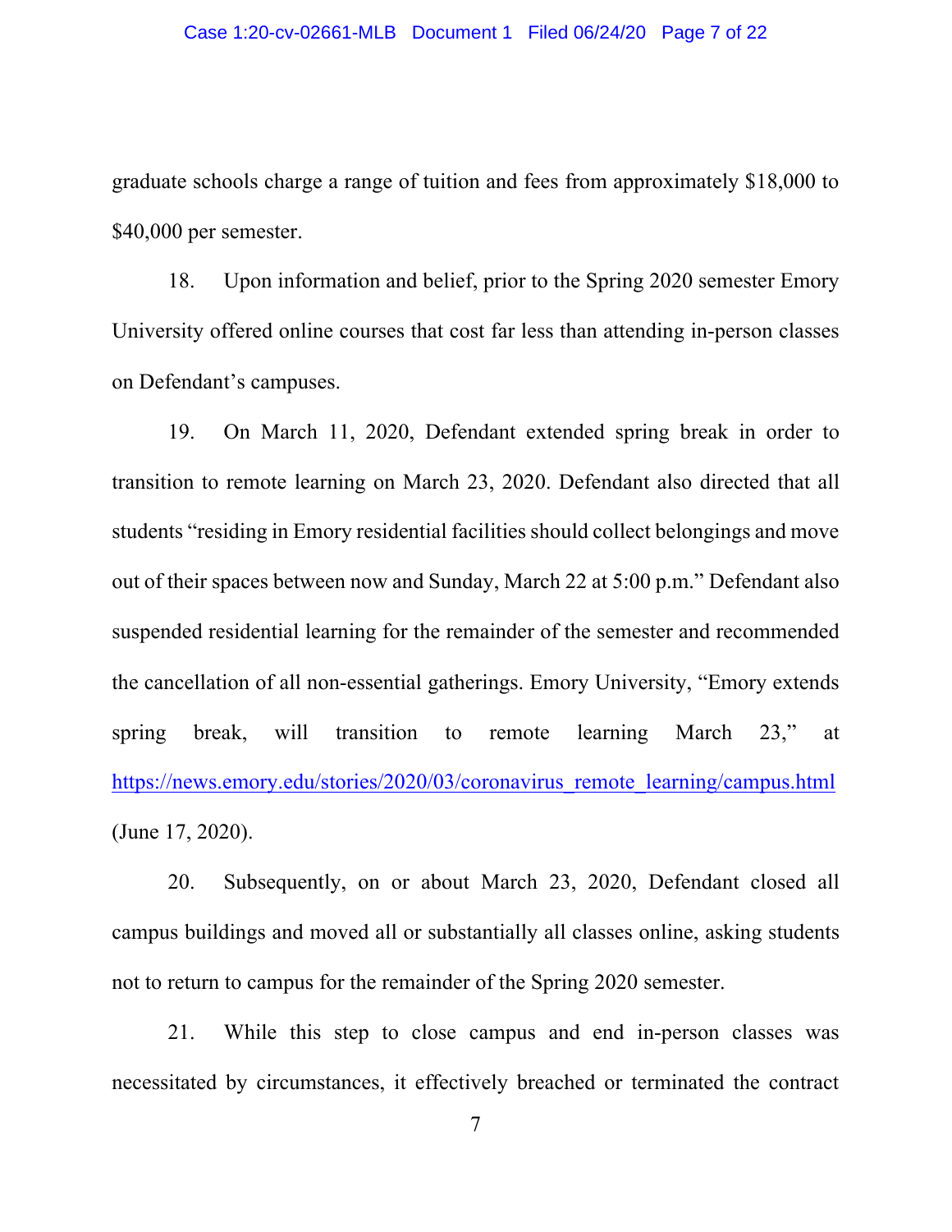graduate schools charge a range of tuition and fees from approximately $18,000 to $40,000 per semester.

18. Upon information and belief, prior to the Spring 2020 semester Emory University offered online courses that cost far less than attending in-person classes on Defendant's campuses.

19. On March 11, 2020, Defendant extended spring break in order to transition to remote learning on March 23, 2020. Defendant also directed that all students "residing in Emory residential facilities should collect belongings and move out of their spaces between now and Sunday, March 22 at 5:00 p.m." Defendant also suspended residential learning for the remainder of the semester and recommended the cancellation of all non-essential gatherings. Emory University, "Emory extends spring break, will transition to remote learning March 23," at https://news.emory.edu/stories/2020/03/coronavirus_remote_learning/campus.html (June 17, 2020).

20. Subsequently, on or about March 23, 2020, Defendant closed all campus buildings and moved all or substantially all classes online, asking students not to return to campus for the remainder of the Spring 2020 semester.

21. While this step to close campus and end in-person classes was necessitated by circumstances, it effectively breached or terminated the contract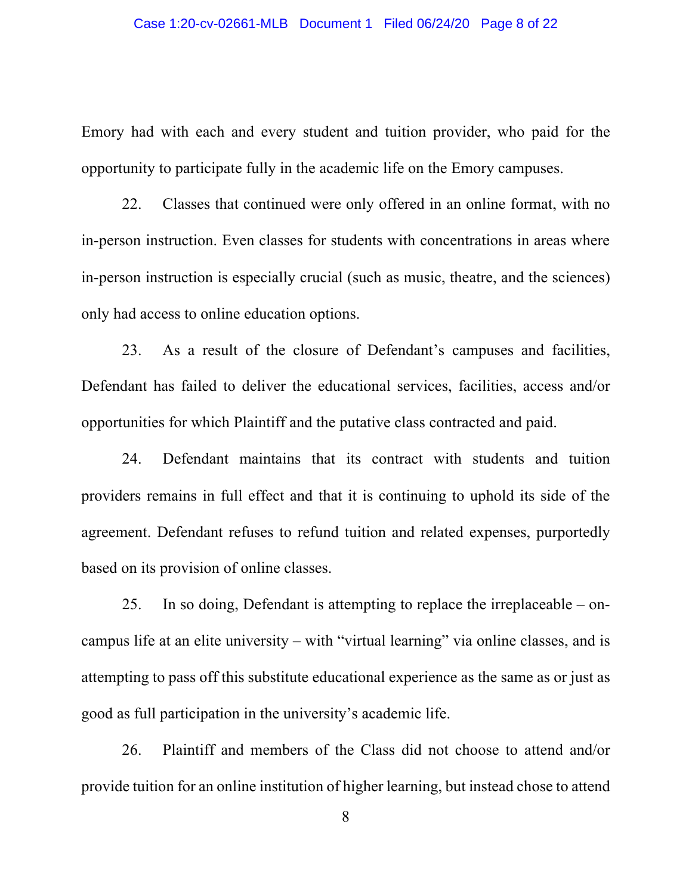Emory had with each and every student and tuition provider, who paid for the opportunity to participate fully in the academic life on the Emory campuses.

22. Classes that continued were only offered in an online format, with no in-person instruction. Even classes for students with concentrations in areas where in-person instruction is especially crucial (such as music, theatre, and the sciences) only had access to online education options.

23. As a result of the closure of Defendant's campuses and facilities, Defendant has failed to deliver the educational services, facilities, access and/or opportunities for which Plaintiff and the putative class contracted and paid.

24. Defendant maintains that its contract with students and tuition providers remains in full effect and that it is continuing to uphold its side of the agreement. Defendant refuses to refund tuition and related expenses, purportedly based on its provision of online classes.

25. In so doing, Defendant is attempting to replace the irreplaceable – on-campus life at an elite university – with "virtual learning" via online classes, and is attempting to pass off this substitute educational experience as the same as or just as good as full participation in the university's academic life.

26. Plaintiff and members of the Class did not choose to attend and/or provide tuition for an online institution of higher learning, but instead chose to attend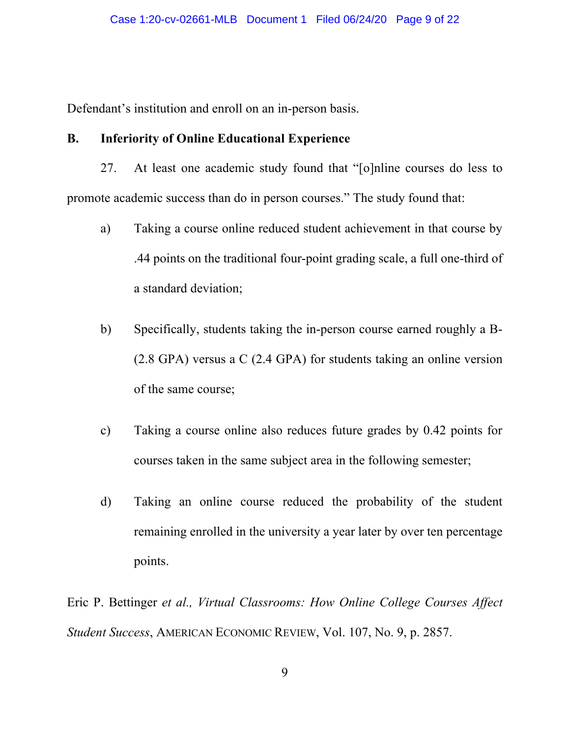Defendant's institution and enroll on an in-person basis.

**B. Inferiority of Online Educational Experience**

27. At least one academic study found that "[o]nline courses do less to promote academic success than do in person courses." The study found that:

a) Taking a course online reduced student achievement in that course by .44 points on the traditional four-point grading scale, a full one-third of a standard deviation;

b) Specifically, students taking the in-person course earned roughly a B- (2.8 GPA) versus a C (2.4 GPA) for students taking an online version of the same course;

c) Taking a course online also reduces future grades by 0.42 points for courses taken in the same subject area in the following semester;

d) Taking an online course reduced the probability of the student remaining enrolled in the university a year later by over ten percentage points.

Eric P. Bettinger *et al., Virtual Classrooms: How Online College Courses Affect Student Success*, AMERICAN ECONOMIC REVIEW, Vol. 107, No. 9, p. 2857.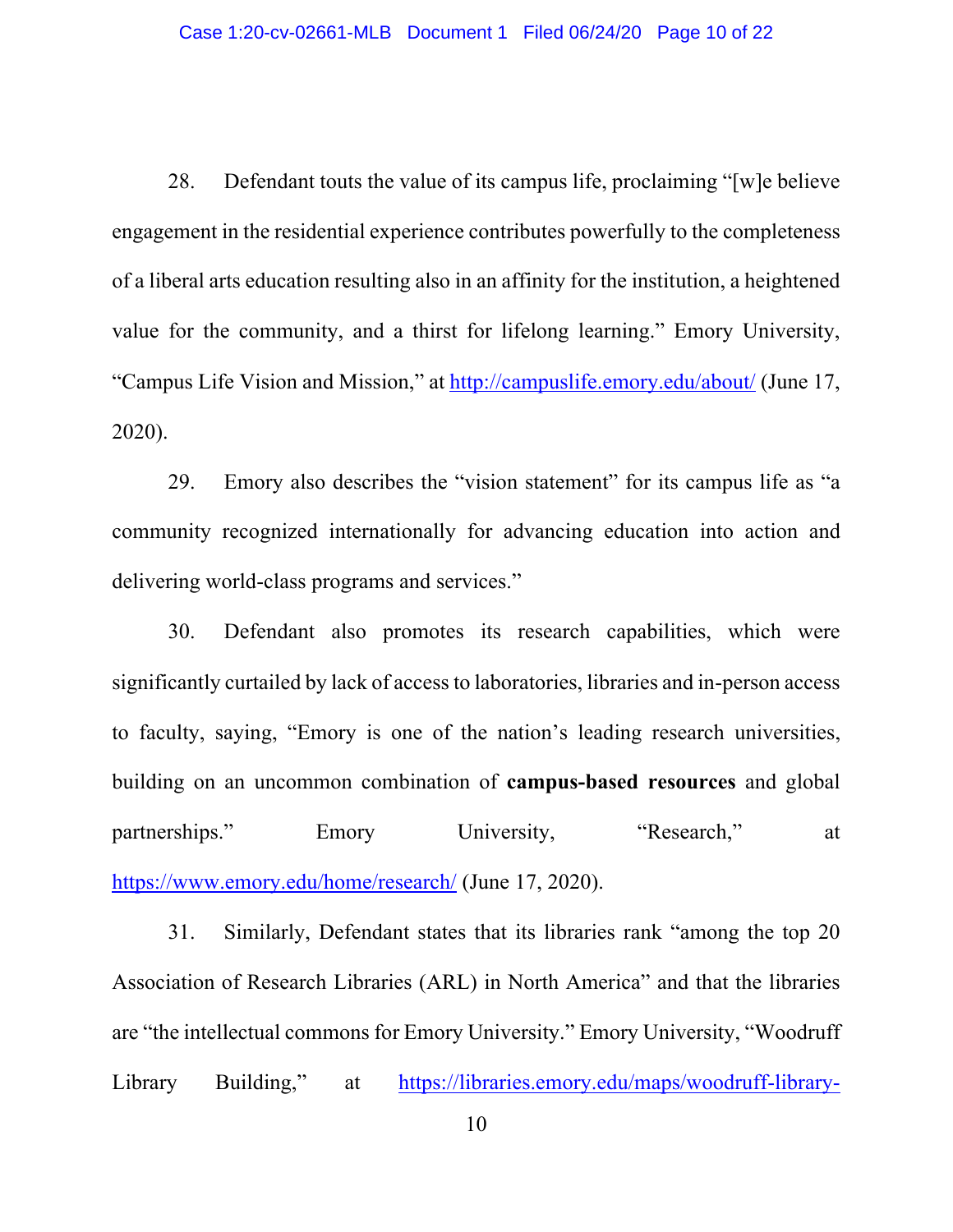28. Defendant touts the value of its campus life, proclaiming "[w]e believe engagement in the residential experience contributes powerfully to the completeness of a liberal arts education resulting also in an affinity for the institution, a heightened value for the community, and a thirst for lifelong learning." Emory University, "Campus Life Vision and Mission," at http://campuslife.emory.edu/about/ (June 17, 2020).

29. Emory also describes the "vision statement" for its campus life as "a community recognized internationally for advancing education into action and delivering world-class programs and services."

30. Defendant also promotes its research capabilities, which were significantly curtailed by lack of access to laboratories, libraries and in-person access to faculty, saying, "Emory is one of the nation's leading research universities, building on an uncommon combination of **campus-based resources** and global partnerships." Emory University, "Research," at https://www.emory.edu/home/research/ (June 17, 2020).

31. Similarly, Defendant states that its libraries rank "among the top 20 Association of Research Libraries (ARL) in North America" and that the libraries are "the intellectual commons for Emory University." Emory University, "Woodruff Library Building," at https://libraries.emory.edu/maps/woodruff-library-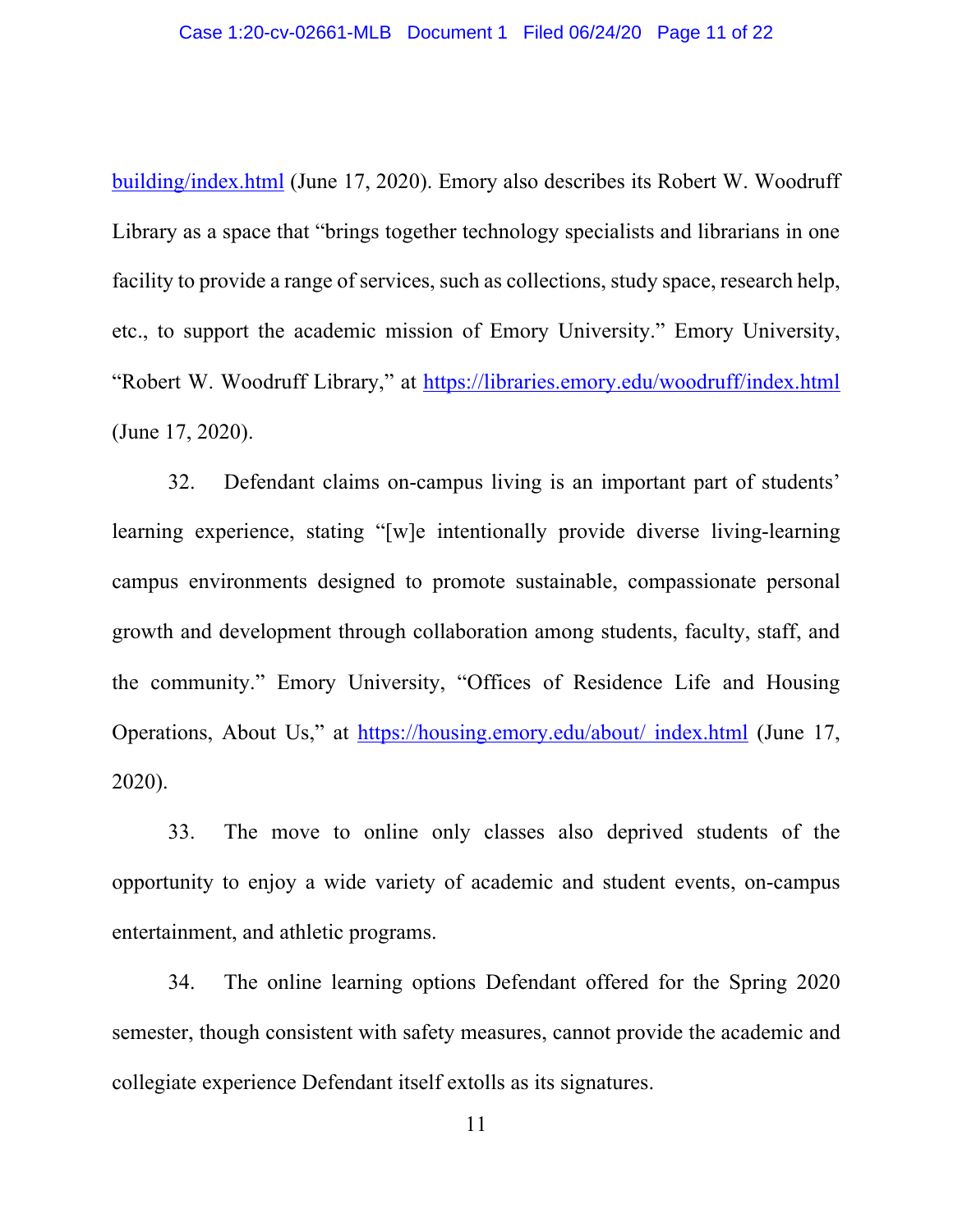building/index.html (June 17, 2020). Emory also describes its Robert W. Woodruff Library as a space that "brings together technology specialists and librarians in one facility to provide a range of services, such as collections, study space, research help, etc., to support the academic mission of Emory University." Emory University, "Robert W. Woodruff Library," at https://libraries.emory.edu/woodruff/index.html (June 17, 2020).

32. Defendant claims on-campus living is an important part of students' learning experience, stating "[w]e intentionally provide diverse living-learning campus environments designed to promote sustainable, compassionate personal growth and development through collaboration among students, faculty, staff, and the community." Emory University, "Offices of Residence Life and Housing Operations, About Us," at https://housing.emory.edu/about/ index.html (June 17, 2020).

33. The move to online only classes also deprived students of the opportunity to enjoy a wide variety of academic and student events, on-campus entertainment, and athletic programs.

34. The online learning options Defendant offered for the Spring 2020 semester, though consistent with safety measures, cannot provide the academic and collegiate experience Defendant itself extolls as its signatures.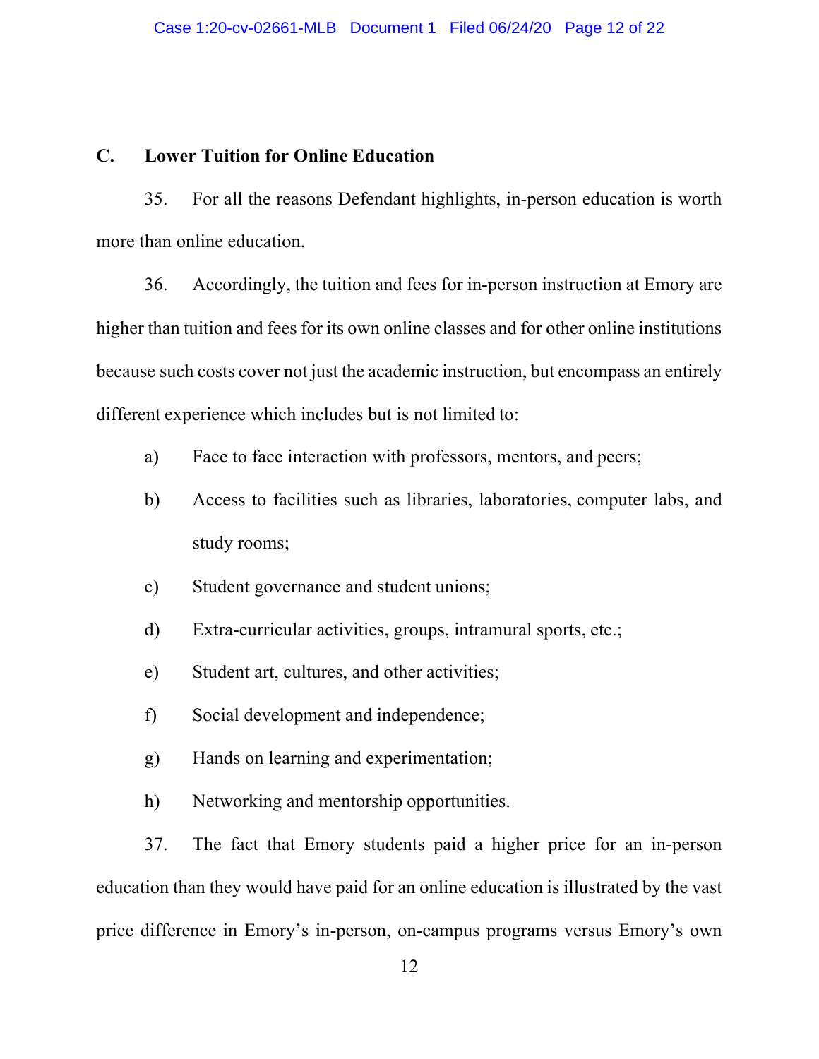## C. Lower Tuition for Online Education

35. For all the reasons Defendant highlights, in-person education is worth more than online education.

36. Accordingly, the tuition and fees for in-person instruction at Emory are higher than tuition and fees for its own online classes and for other online institutions because such costs cover not just the academic instruction, but encompass an entirely different experience which includes but is not limited to:

a) Face to face interaction with professors, mentors, and peers;

b) Access to facilities such as libraries, laboratories, computer labs, and study rooms;

c) Student governance and student unions;

d) Extra-curricular activities, groups, intramural sports, etc.;

e) Student art, cultures, and other activities;

f) Social development and independence;

g) Hands on learning and experimentation;

h) Networking and mentorship opportunities.

37. The fact that Emory students paid a higher price for an in-person education than they would have paid for an online education is illustrated by the vast price difference in Emory's in-person, on-campus programs versus Emory's own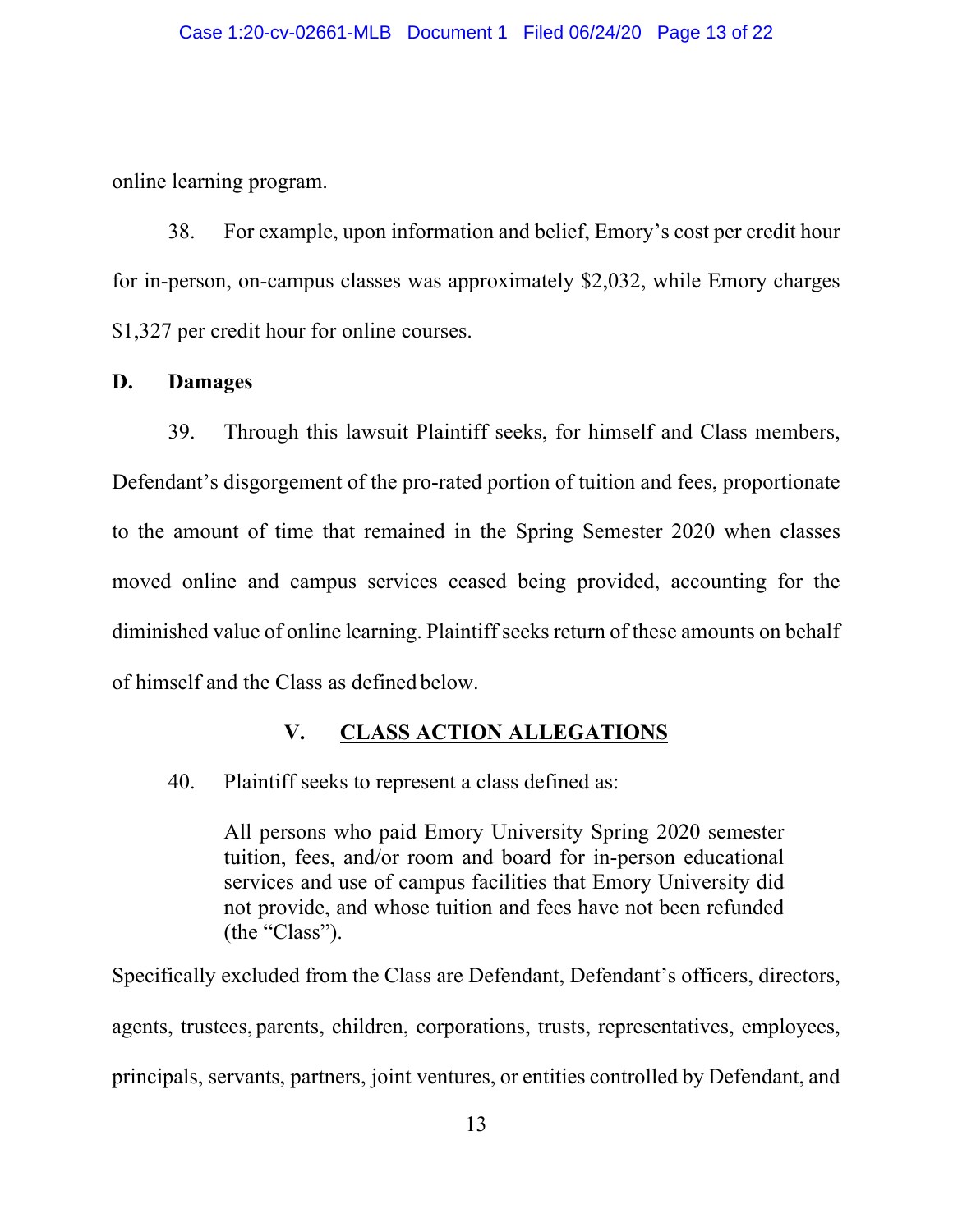online learning program.

38. For example, upon information and belief, Emory's cost per credit hour for in-person, on-campus classes was approximately $2,032, while Emory charges $1,327 per credit hour for online courses.

**D. Damages**

39. Through this lawsuit Plaintiff seeks, for himself and Class members, Defendant's disgorgement of the pro-rated portion of tuition and fees, proportionate to the amount of time that remained in the Spring Semester 2020 when classes moved online and campus services ceased being provided, accounting for the diminished value of online learning. Plaintiff seeks return of these amounts on behalf of himself and the Class as defined below.

## V. CLASS ACTION ALLEGATIONS

40. Plaintiff seeks to represent a class defined as:

> All persons who paid Emory University Spring 2020 semester tuition, fees, and/or room and board for in-person educational services and use of campus facilities that Emory University did not provide, and whose tuition and fees have not been refunded (the "Class").

Specifically excluded from the Class are Defendant, Defendant's officers, directors, agents, trustees, parents, children, corporations, trusts, representatives, employees, principals, servants, partners, joint ventures, or entities controlled by Defendant, and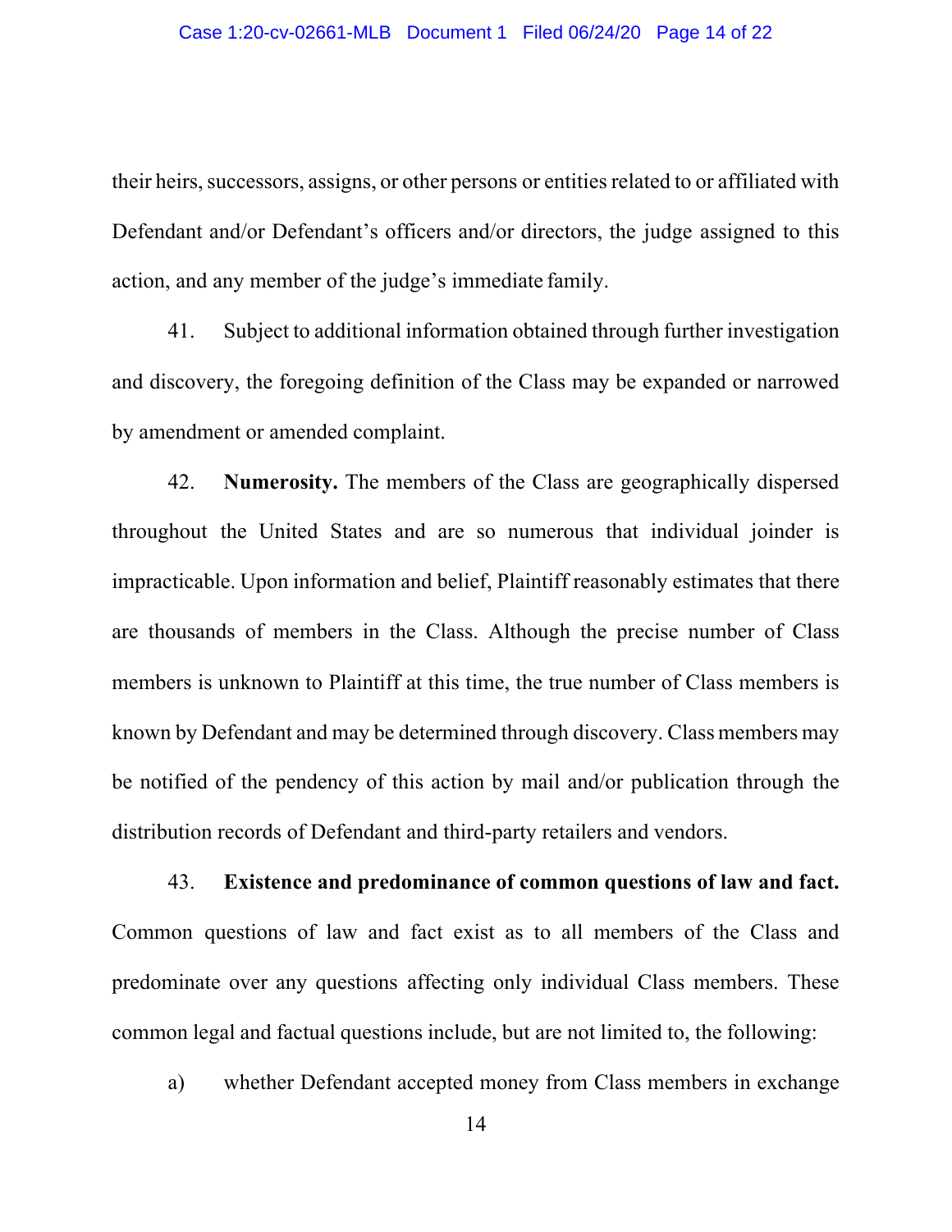their heirs, successors, assigns, or other persons or entities related to or affiliated with Defendant and/or Defendant's officers and/or directors, the judge assigned to this action, and any member of the judge's immediate family.

41. Subject to additional information obtained through further investigation and discovery, the foregoing definition of the Class may be expanded or narrowed by amendment or amended complaint.

42. **Numerosity.** The members of the Class are geographically dispersed throughout the United States and are so numerous that individual joinder is impracticable. Upon information and belief, Plaintiff reasonably estimates that there are thousands of members in the Class. Although the precise number of Class members is unknown to Plaintiff at this time, the true number of Class members is known by Defendant and may be determined through discovery. Class members may be notified of the pendency of this action by mail and/or publication through the distribution records of Defendant and third-party retailers and vendors.

43. **Existence and predominance of common questions of law and fact.** Common questions of law and fact exist as to all members of the Class and predominate over any questions affecting only individual Class members. These common legal and factual questions include, but are not limited to, the following:

a) whether Defendant accepted money from Class members in exchange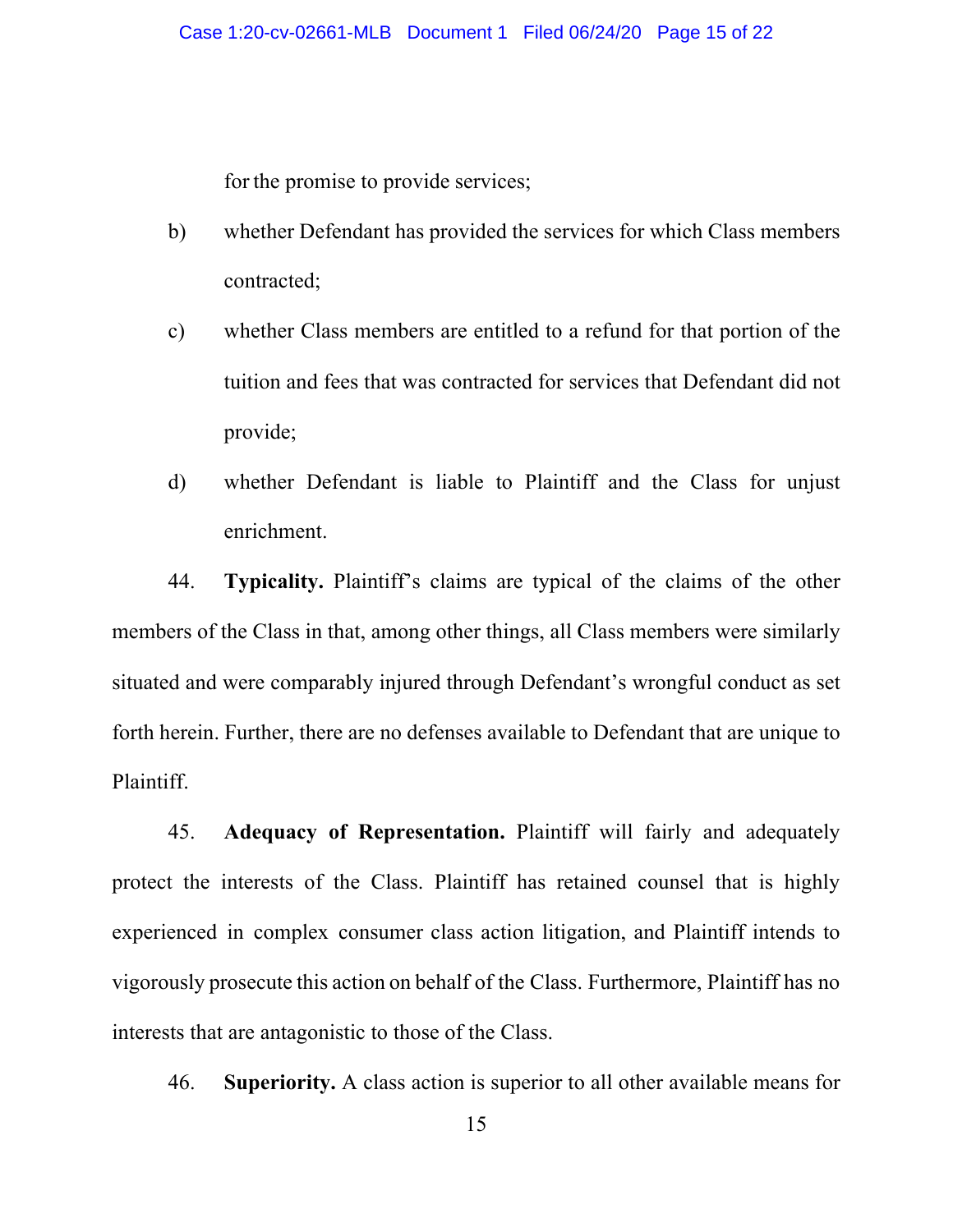for the promise to provide services;

b) whether Defendant has provided the services for which Class members contracted;

c) whether Class members are entitled to a refund for that portion of the tuition and fees that was contracted for services that Defendant did not provide;

d) whether Defendant is liable to Plaintiff and the Class for unjust enrichment.

44. **Typicality.** Plaintiff's claims are typical of the claims of the other members of the Class in that, among other things, all Class members were similarly situated and were comparably injured through Defendant's wrongful conduct as set forth herein. Further, there are no defenses available to Defendant that are unique to Plaintiff.

45. **Adequacy of Representation.** Plaintiff will fairly and adequately protect the interests of the Class. Plaintiff has retained counsel that is highly experienced in complex consumer class action litigation, and Plaintiff intends to vigorously prosecute this action on behalf of the Class. Furthermore, Plaintiff has no interests that are antagonistic to those of the Class.

46. **Superiority.** A class action is superior to all other available means for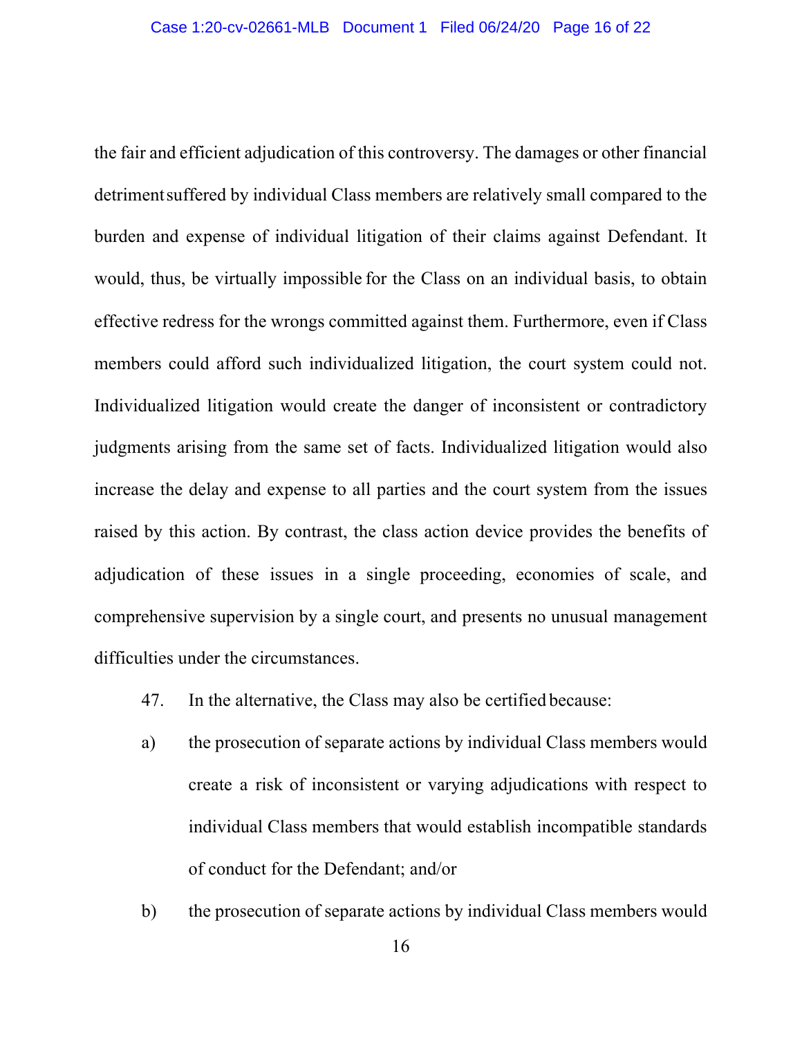the fair and efficient adjudication of this controversy. The damages or other financial detriment suffered by individual Class members are relatively small compared to the burden and expense of individual litigation of their claims against Defendant. It would, thus, be virtually impossible for the Class on an individual basis, to obtain effective redress for the wrongs committed against them. Furthermore, even if Class members could afford such individualized litigation, the court system could not. Individualized litigation would create the danger of inconsistent or contradictory judgments arising from the same set of facts. Individualized litigation would also increase the delay and expense to all parties and the court system from the issues raised by this action. By contrast, the class action device provides the benefits of adjudication of these issues in a single proceeding, economies of scale, and comprehensive supervision by a single court, and presents no unusual management difficulties under the circumstances.

47. In the alternative, the Class may also be certified because:

a) the prosecution of separate actions by individual Class members would create a risk of inconsistent or varying adjudications with respect to individual Class members that would establish incompatible standards of conduct for the Defendant; and/or

b) the prosecution of separate actions by individual Class members would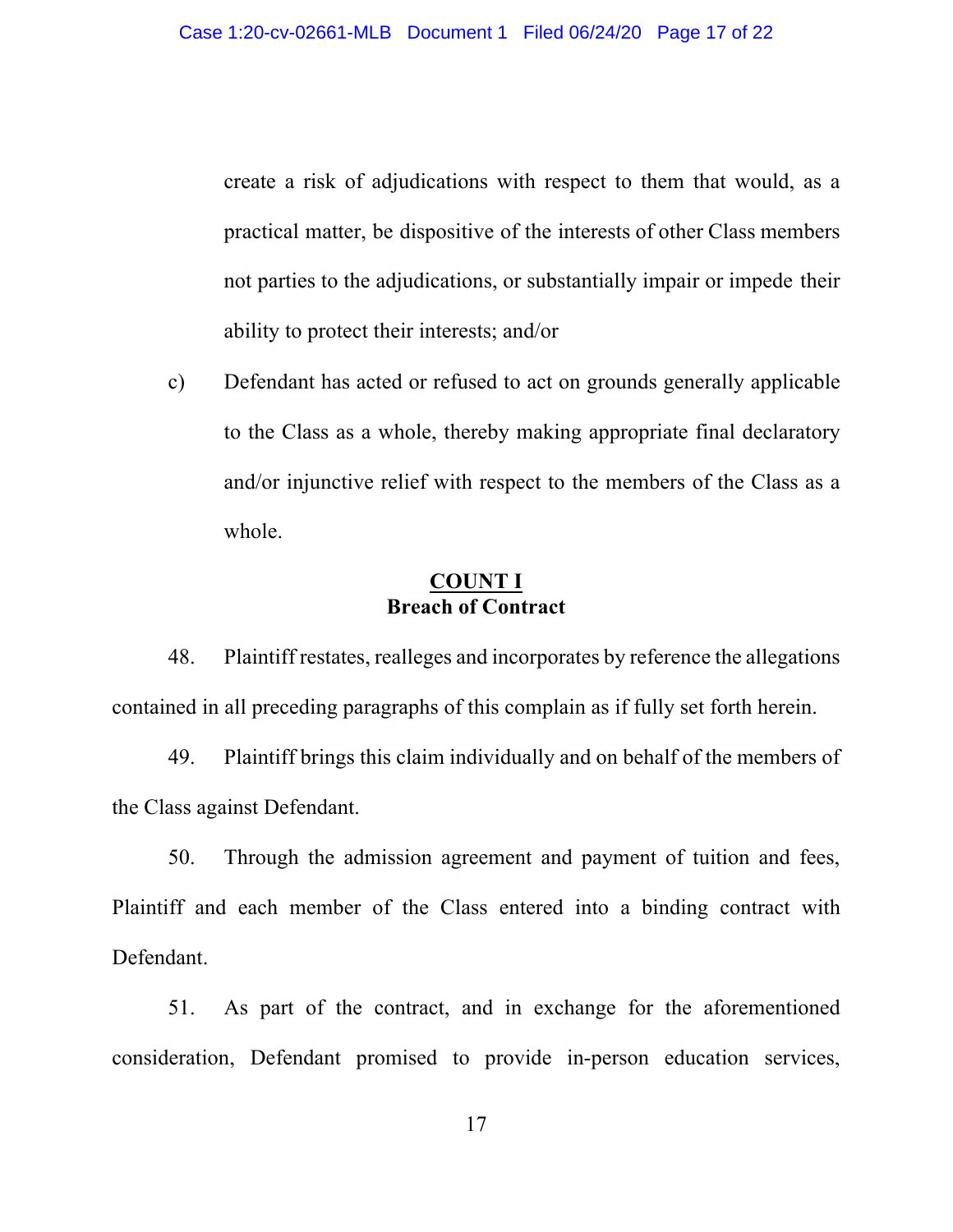create a risk of adjudications with respect to them that would, as a practical matter, be dispositive of the interests of other Class members not parties to the adjudications, or substantially impair or impede their ability to protect their interests; and/or

c) Defendant has acted or refused to act on grounds generally applicable to the Class as a whole, thereby making appropriate final declaratory and/or injunctive relief with respect to the members of the Class as a whole.

## COUNT I
## Breach of Contract

48. Plaintiff restates, realleges and incorporates by reference the allegations contained in all preceding paragraphs of this complain as if fully set forth herein.

49. Plaintiff brings this claim individually and on behalf of the members of the Class against Defendant.

50. Through the admission agreement and payment of tuition and fees, Plaintiff and each member of the Class entered into a binding contract with Defendant.

51. As part of the contract, and in exchange for the aforementioned consideration, Defendant promised to provide in-person education services,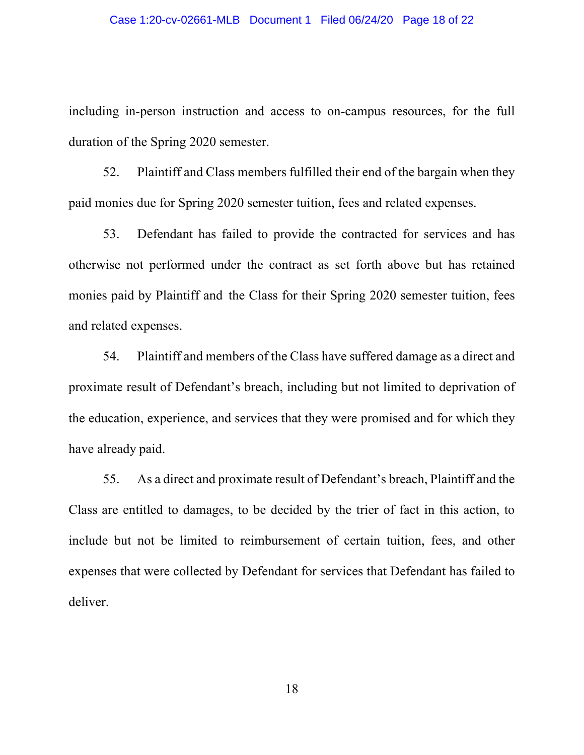including in-person instruction and access to on-campus resources, for the full duration of the Spring 2020 semester.

52. Plaintiff and Class members fulfilled their end of the bargain when they paid monies due for Spring 2020 semester tuition, fees and related expenses.

53. Defendant has failed to provide the contracted for services and has otherwise not performed under the contract as set forth above but has retained monies paid by Plaintiff and the Class for their Spring 2020 semester tuition, fees and related expenses.

54. Plaintiff and members of the Class have suffered damage as a direct and proximate result of Defendant's breach, including but not limited to deprivation of the education, experience, and services that they were promised and for which they have already paid.

55. As a direct and proximate result of Defendant's breach, Plaintiff and the Class are entitled to damages, to be decided by the trier of fact in this action, to include but not be limited to reimbursement of certain tuition, fees, and other expenses that were collected by Defendant for services that Defendant has failed to deliver.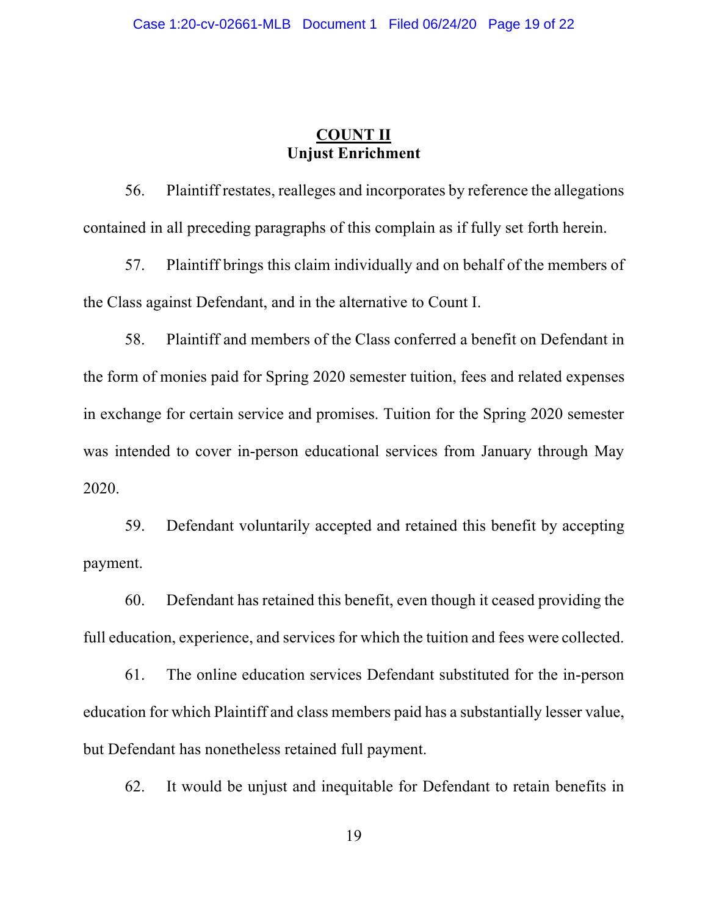## COUNT II
**Unjust Enrichment**

56. Plaintiff restates, realleges and incorporates by reference the allegations contained in all preceding paragraphs of this complain as if fully set forth herein.

57. Plaintiff brings this claim individually and on behalf of the members of the Class against Defendant, and in the alternative to Count I.

58. Plaintiff and members of the Class conferred a benefit on Defendant in the form of monies paid for Spring 2020 semester tuition, fees and related expenses in exchange for certain service and promises. Tuition for the Spring 2020 semester was intended to cover in-person educational services from January through May 2020.

59. Defendant voluntarily accepted and retained this benefit by accepting payment.

60. Defendant has retained this benefit, even though it ceased providing the full education, experience, and services for which the tuition and fees were collected.

61. The online education services Defendant substituted for the in-person education for which Plaintiff and class members paid has a substantially lesser value, but Defendant has nonetheless retained full payment.

62. It would be unjust and inequitable for Defendant to retain benefits in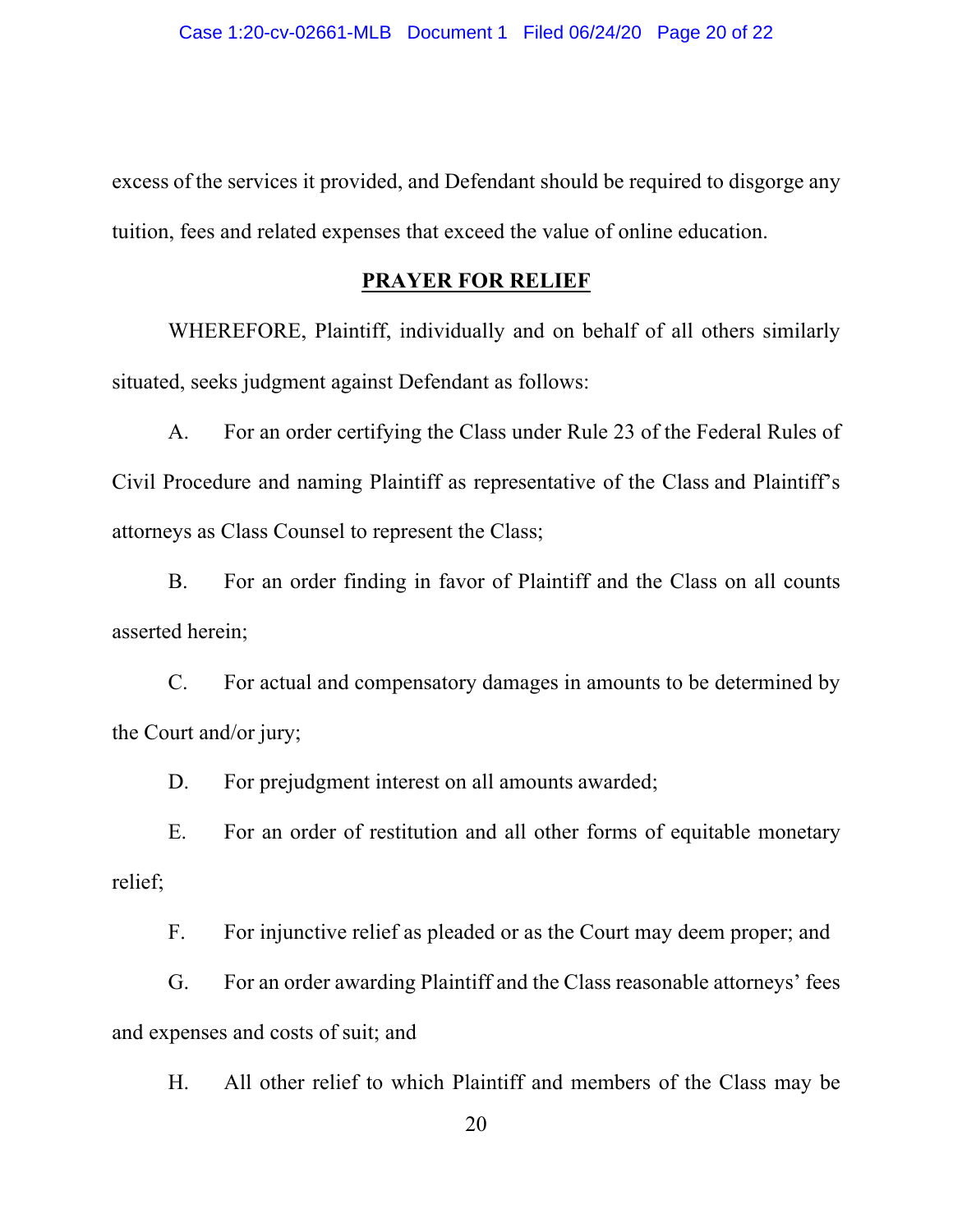excess of the services it provided, and Defendant should be required to disgorge any tuition, fees and related expenses that exceed the value of online education.

## PRAYER FOR RELIEF

WHEREFORE, Plaintiff, individually and on behalf of all others similarly situated, seeks judgment against Defendant as follows:

A. For an order certifying the Class under Rule 23 of the Federal Rules of Civil Procedure and naming Plaintiff as representative of the Class and Plaintiff's attorneys as Class Counsel to represent the Class;

B. For an order finding in favor of Plaintiff and the Class on all counts asserted herein;

C. For actual and compensatory damages in amounts to be determined by the Court and/or jury;

D. For prejudgment interest on all amounts awarded;

E. For an order of restitution and all other forms of equitable monetary relief;

F. For injunctive relief as pleaded or as the Court may deem proper; and

G. For an order awarding Plaintiff and the Class reasonable attorneys' fees and expenses and costs of suit; and

H. All other relief to which Plaintiff and members of the Class may be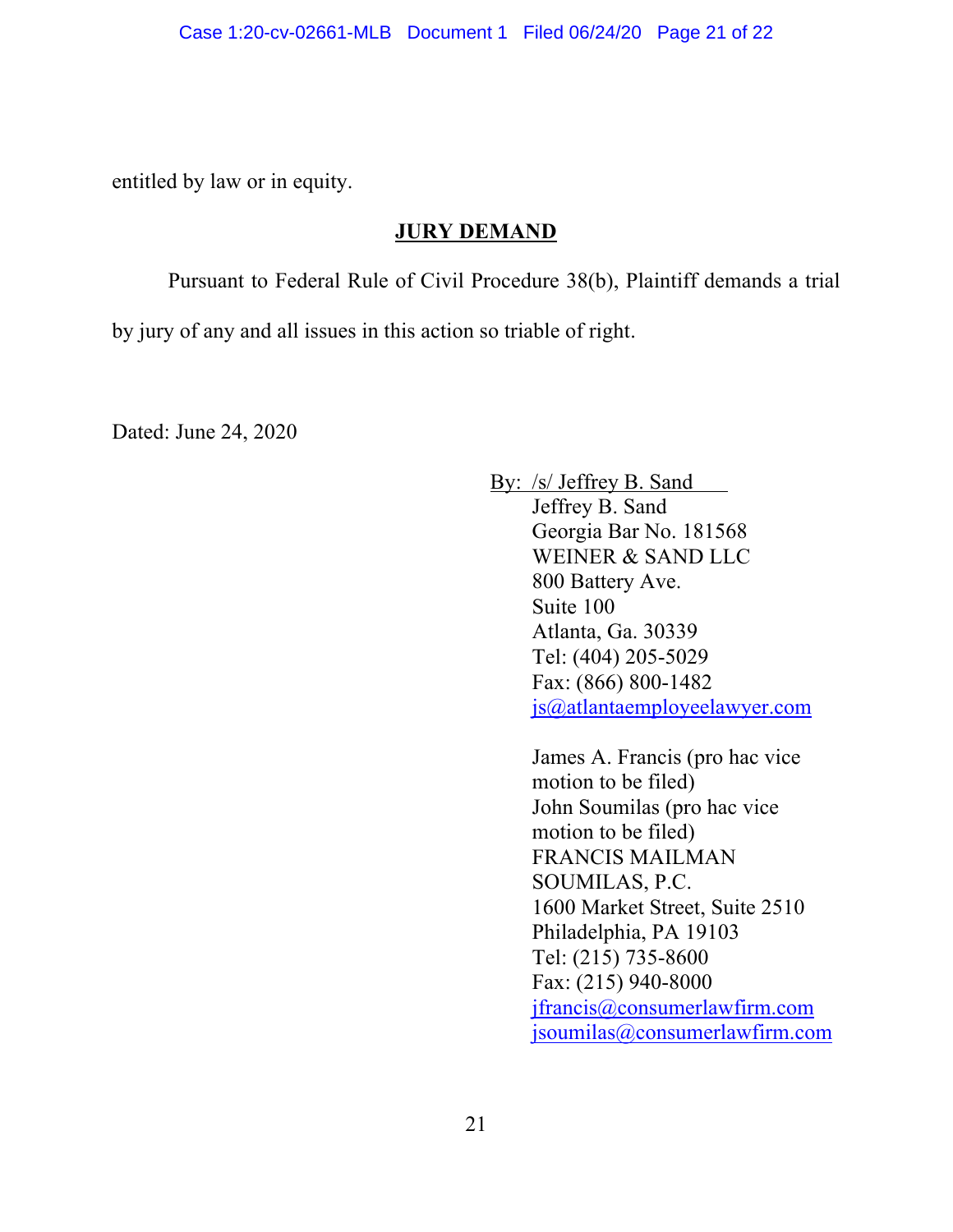entitled by law or in equity.

## JURY DEMAND

Pursuant to Federal Rule of Civil Procedure 38(b), Plaintiff demands a trial by jury of any and all issues in this action so triable of right.

Dated: June 24, 2020

By: /s/ Jeffrey B. Sand
Jeffrey B. Sand
Georgia Bar No. 181568
WEINER & SAND LLC
800 Battery Ave.
Suite 100
Atlanta, Ga. 30339
Tel: (404) 205-5029
Fax: (866) 800-1482
js@atlantaemployeelawyer.com

James A. Francis (pro hac vice motion to be filed)
John Soumilas (pro hac vice motion to be filed)
FRANCIS MAILMAN SOUMILAS, P.C.
1600 Market Street, Suite 2510
Philadelphia, PA 19103
Tel: (215) 735-8600
Fax: (215) 940-8000
jfrancis@consumerlawfirm.com
jsoumilas@consumerlawfirm.com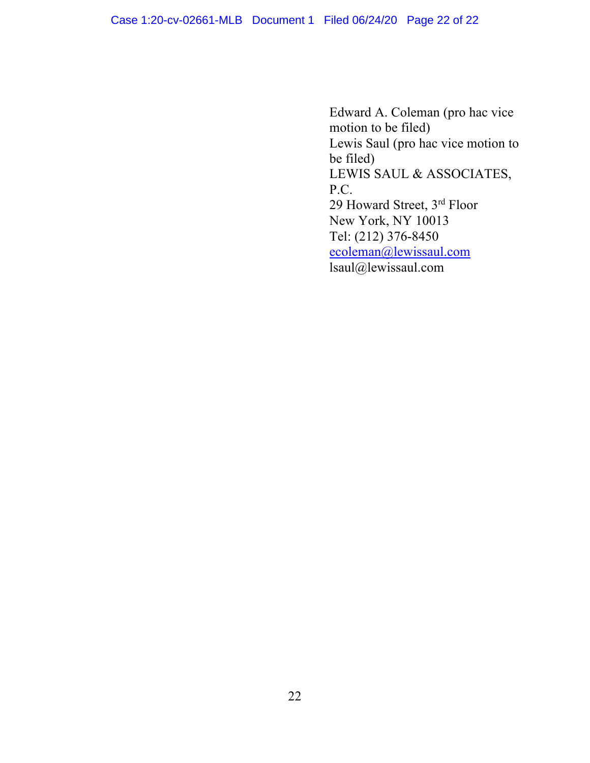Edward A. Coleman (pro hac vice motion to be filed)
Lewis Saul (pro hac vice motion to be filed)
LEWIS SAUL & ASSOCIATES, P.C.
29 Howard Street, 3rd Floor
New York, NY 10013
Tel: (212) 376-8450
ecoleman@lewissaul.com
lsaul@lewissaul.com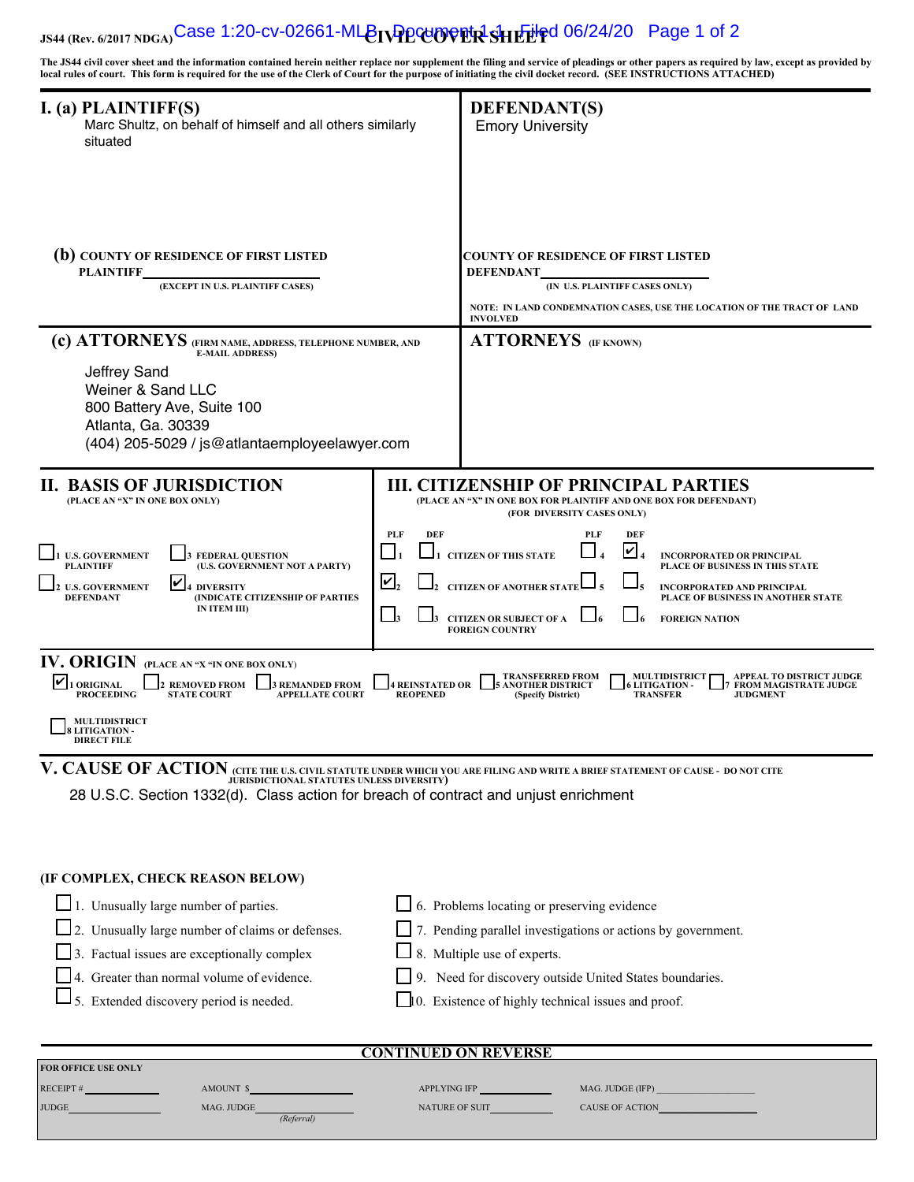JS44 (Rev. 6/2017 NDGA) **CIVIL COVER SHEET**

The JS44 civil cover sheet and the information contained herein neither replace nor supplement the filing and service of pleadings or other papers as required by law, except as provided by local rules of court. This form is required for the use of the Clerk of Court for the purpose of initiating the civil docket record. (SEE INSTRUCTIONS ATTACHED)

## I. (a) PLAINTIFF(S)

Marc Shultz, on behalf of himself and all others similarly situated

## DEFENDANT(S)

Emory University

**(b) COUNTY OF RESIDENCE OF FIRST LISTED PLAINTIFF** ______________

(EXCEPT IN U.S. PLAINTIFF CASES)

**COUNTY OF RESIDENCE OF FIRST LISTED DEFENDANT** ______________

(IN U.S. PLAINTIFF CASES ONLY)

NOTE: IN LAND CONDEMNATION CASES, USE THE LOCATION OF THE TRACT OF LAND INVOLVED

**(c) ATTORNEYS** (FIRM NAME, ADDRESS, TELEPHONE NUMBER, AND E-MAIL ADDRESS)

Jeffrey Sand
Weiner & Sand LLC
800 Battery Ave, Suite 100
Atlanta, Ga. 30339
(404) 205-5029 / js@atlantaemployeelawyer.com

**ATTORNEYS** (IF KNOWN)

## II. BASIS OF JURISDICTION

(PLACE AN "X" IN ONE BOX ONLY)

- ☐ 1 U.S. GOVERNMENT PLAINTIFF
- ☐ 2 U.S. GOVERNMENT DEFENDANT
- ☐ 3 FEDERAL QUESTION (U.S. GOVERNMENT NOT A PARTY)
- ☑ 4 DIVERSITY (INDICATE CITIZENSHIP OF PARTIES IN ITEM III)

## III. CITIZENSHIP OF PRINCIPAL PARTIES

(PLACE AN "X" IN ONE BOX FOR PLAINTIFF AND ONE BOX FOR DEFENDANT) (FOR DIVERSITY CASES ONLY)

| PLF | DEF | | PLF | DEF | |
|---|---|---|---|---|---|
| ☐ 1 | ☐ 1 | CITIZEN OF THIS STATE | ☐ 4 | ☑ 4 | INCORPORATED OR PRINCIPAL PLACE OF BUSINESS IN THIS STATE |
| ☑ 2 | ☐ 2 | CITIZEN OF ANOTHER STATE | ☐ 5 | ☐ 5 | INCORPORATED AND PRINCIPAL PLACE OF BUSINESS IN ANOTHER STATE |
| ☐ 3 | ☐ 3 | CITIZEN OR SUBJECT OF A FOREIGN COUNTRY | ☐ 6 | ☐ 6 | FOREIGN NATION |

## IV. ORIGIN

(PLACE AN "X "IN ONE BOX ONLY)

- ☑ 1 ORIGINAL PROCEEDING
- ☐ 2 REMOVED FROM STATE COURT
- ☐ 3 REMANDED FROM APPELLATE COURT
- ☐ 4 REINSTATED OR REOPENED
- ☐ 5 TRANSFERRED FROM ANOTHER DISTRICT (Specify District)
- ☐ 6 MULTIDISTRICT LITIGATION - TRANSFER
- ☐ 7 APPEAL TO DISTRICT JUDGE FROM MAGISTRATE JUDGE JUDGMENT
- ☐ 8 MULTIDISTRICT LITIGATION - DIRECT FILE

## V. CAUSE OF ACTION

(CITE THE U.S. CIVIL STATUTE UNDER WHICH YOU ARE FILING AND WRITE A BRIEF STATEMENT OF CAUSE - DO NOT CITE JURISDICTIONAL STATUTES UNLESS DIVERSITY)

28 U.S.C. Section 1332(d). Class action for breach of contract and unjust enrichment

**(IF COMPLEX, CHECK REASON BELOW)**

- ☐ 1. Unusually large number of parties.
- ☐ 2. Unusually large number of claims or defenses.
- ☐ 3. Factual issues are exceptionally complex
- ☐ 4. Greater than normal volume of evidence.
- ☐ 5. Extended discovery period is needed.
- ☐ 6. Problems locating or preserving evidence
- ☐ 7. Pending parallel investigations or actions by government.
- ☐ 8. Multiple use of experts.
- ☐ 9. Need for discovery outside United States boundaries.
- ☐ 10. Existence of highly technical issues and proof.

**CONTINUED ON REVERSE**

**FOR OFFICE USE ONLY**

RECEIPT # ________ AMOUNT $ ________ APPLYING IFP ________ MAG. JUDGE (IFP) ________

JUDGE ________ MAG. JUDGE ________ (Referral) NATURE OF SUIT ________ CAUSE OF ACTION ________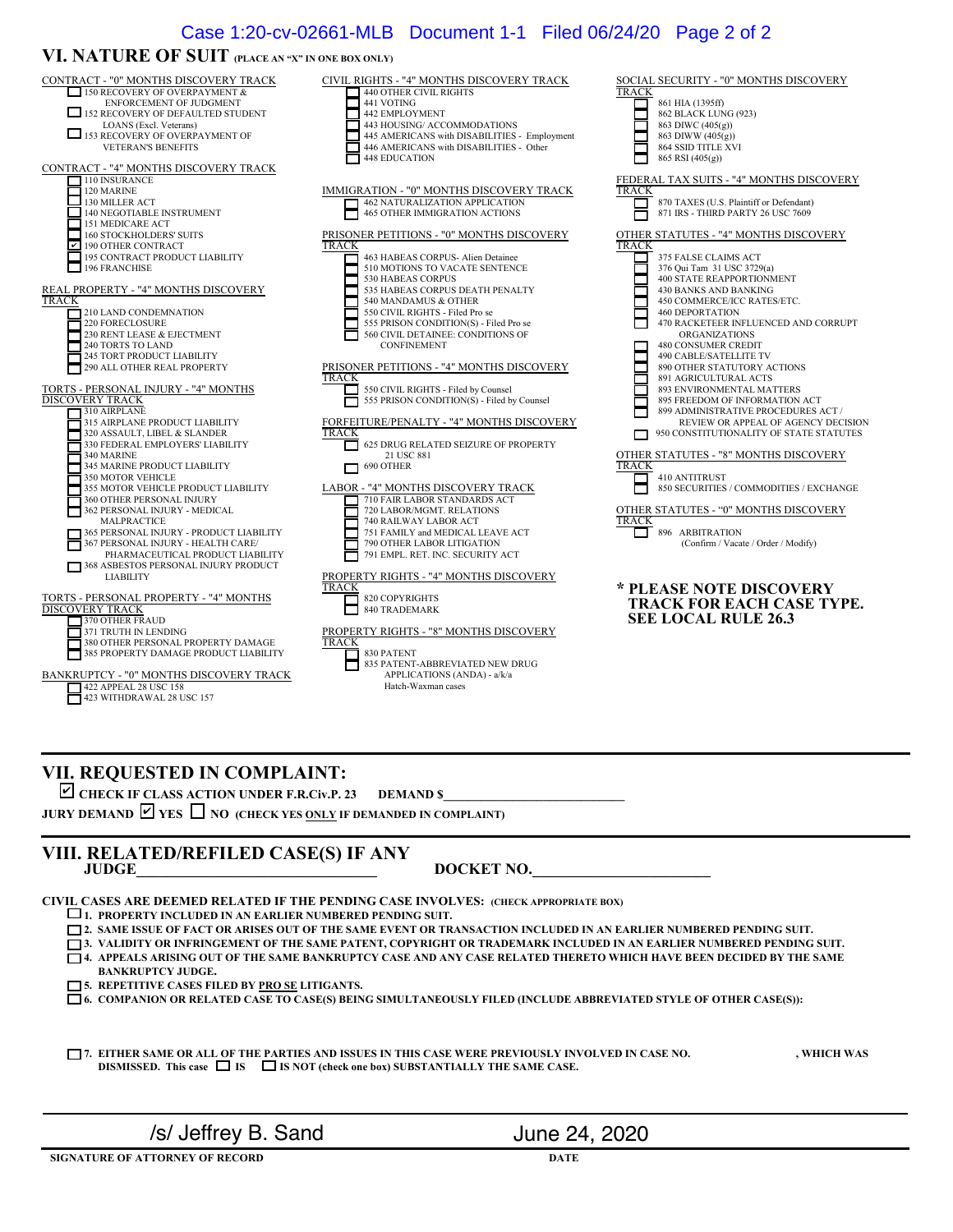## VI. NATURE OF SUIT (PLACE AN "X" IN ONE BOX ONLY)

**CONTRACT - "0" MONTHS DISCOVERY TRACK**

- ☐ 150 RECOVERY OF OVERPAYMENT & ENFORCEMENT OF JUDGMENT
- ☐ 152 RECOVERY OF DEFAULTED STUDENT LOANS (Excl. Veterans)
- ☐ 153 RECOVERY OF OVERPAYMENT OF VETERAN'S BENEFITS

**CONTRACT - "4" MONTHS DISCOVERY TRACK**

- ☐ 110 INSURANCE
- ☐ 120 MARINE
- ☐ 130 MILLER ACT
- ☐ 140 NEGOTIABLE INSTRUMENT
- ☐ 151 MEDICARE ACT
- ☐ 160 STOCKHOLDERS' SUITS
- ☑ 190 OTHER CONTRACT
- ☐ 195 CONTRACT PRODUCT LIABILITY
- ☐ 196 FRANCHISE

**REAL PROPERTY - "4" MONTHS DISCOVERY TRACK**

- ☐ 210 LAND CONDEMNATION
- ☐ 220 FORECLOSURE
- ☐ 230 RENT LEASE & EJECTMENT
- ☐ 240 TORTS TO LAND
- ☐ 245 TORT PRODUCT LIABILITY
- ☐ 290 ALL OTHER REAL PROPERTY

**TORTS - PERSONAL INJURY - "4" MONTHS DISCOVERY TRACK**

- ☐ 310 AIRPLANE
- ☐ 315 AIRPLANE PRODUCT LIABILITY
- ☐ 320 ASSAULT, LIBEL & SLANDER
- ☐ 330 FEDERAL EMPLOYERS' LIABILITY
- ☐ 340 MARINE
- ☐ 345 MARINE PRODUCT LIABILITY
- ☐ 350 MOTOR VEHICLE
- ☐ 355 MOTOR VEHICLE PRODUCT LIABILITY
- ☐ 360 OTHER PERSONAL INJURY
- ☐ 362 PERSONAL INJURY - MEDICAL MALPRACTICE
- ☐ 365 PERSONAL INJURY - PRODUCT LIABILITY
- ☐ 367 PERSONAL INJURY - HEALTH CARE/ PHARMACEUTICAL PRODUCT LIABILITY
- ☐ 368 ASBESTOS PERSONAL INJURY PRODUCT LIABILITY

**TORTS - PERSONAL PROPERTY - "4" MONTHS DISCOVERY TRACK**

- ☐ 370 OTHER FRAUD
- ☐ 371 TRUTH IN LENDING
- ☐ 380 OTHER PERSONAL PROPERTY DAMAGE
- ☐ 385 PROPERTY DAMAGE PRODUCT LIABILITY

**BANKRUPTCY - "0" MONTHS DISCOVERY TRACK**

- ☐ 422 APPEAL 28 USC 158
- ☐ 423 WITHDRAWAL 28 USC 157

**CIVIL RIGHTS - "4" MONTHS DISCOVERY TRACK**

- ☐ 440 OTHER CIVIL RIGHTS
- ☐ 441 VOTING
- ☐ 442 EMPLOYMENT
- ☐ 443 HOUSING/ ACCOMMODATIONS
- ☐ 445 AMERICANS with DISABILITIES - Employment
- ☐ 446 AMERICANS with DISABILITIES - Other
- ☐ 448 EDUCATION

**IMMIGRATION - "0" MONTHS DISCOVERY TRACK**

- ☐ 462 NATURALIZATION APPLICATION
- ☐ 465 OTHER IMMIGRATION ACTIONS

**PRISONER PETITIONS - "0" MONTHS DISCOVERY TRACK**

- ☐ 463 HABEAS CORPUS- Alien Detainee
- ☐ 510 MOTIONS TO VACATE SENTENCE
- ☐ 530 HABEAS CORPUS
- ☐ 535 HABEAS CORPUS DEATH PENALTY
- ☐ 540 MANDAMUS & OTHER
- ☐ 550 CIVIL RIGHTS - Filed Pro se
- ☐ 555 PRISON CONDITION(S) - Filed Pro se
- ☐ 560 CIVIL DETAINEE: CONDITIONS OF CONFINEMENT

**PRISONER PETITIONS - "4" MONTHS DISCOVERY TRACK**

- ☐ 550 CIVIL RIGHTS - Filed by Counsel
- ☐ 555 PRISON CONDITION(S) - Filed by Counsel

**FORFEITURE/PENALTY - "4" MONTHS DISCOVERY TRACK**

- ☐ 625 DRUG RELATED SEIZURE OF PROPERTY 21 USC 881
- ☐ 690 OTHER

**LABOR - "4" MONTHS DISCOVERY TRACK**

- ☐ 710 FAIR LABOR STANDARDS ACT
- ☐ 720 LABOR/MGMT. RELATIONS
- ☐ 740 RAILWAY LABOR ACT
- ☐ 751 FAMILY and MEDICAL LEAVE ACT
- ☐ 790 OTHER LABOR LITIGATION
- ☐ 791 EMPL. RET. INC. SECURITY ACT

**PROPERTY RIGHTS - "4" MONTHS DISCOVERY TRACK**

- ☐ 820 COPYRIGHTS
- ☐ 840 TRADEMARK

**PROPERTY RIGHTS - "8" MONTHS DISCOVERY TRACK**

- ☐ 830 PATENT
- ☐ 835 PATENT-ABBREVIATED NEW DRUG APPLICATIONS (ANDA) - a/k/a Hatch-Waxman cases

**SOCIAL SECURITY - "0" MONTHS DISCOVERY TRACK**

- ☐ 861 HIA (1395ff)
- ☐ 862 BLACK LUNG (923)
- ☐ 863 DIWC (405(g))
- ☐ 863 DIWW (405(g))
- ☐ 864 SSID TITLE XVI
- ☐ 865 RSI (405(g))

**FEDERAL TAX SUITS - "4" MONTHS DISCOVERY TRACK**

- ☐ 870 TAXES (U.S. Plaintiff or Defendant)
- ☐ 871 IRS - THIRD PARTY 26 USC 7609

**OTHER STATUTES - "4" MONTHS DISCOVERY TRACK**

- ☐ 375 FALSE CLAIMS ACT
- ☐ 376 Qui Tam 31 USC 3729(a)
- ☐ 400 STATE REAPPORTIONMENT
- ☐ 430 BANKS AND BANKING
- ☐ 450 COMMERCE/ICC RATES/ETC.
- ☐ 460 DEPORTATION
- ☐ 470 RACKETEER INFLUENCED AND CORRUPT ORGANIZATIONS
- ☐ 480 CONSUMER CREDIT
- ☐ 490 CABLE/SATELLITE TV
- ☐ 890 OTHER STATUTORY ACTIONS
- ☐ 891 AGRICULTURAL ACTS
- ☐ 893 ENVIRONMENTAL MATTERS
- ☐ 895 FREEDOM OF INFORMATION ACT
- ☐ 899 ADMINISTRATIVE PROCEDURES ACT / REVIEW OR APPEAL OF AGENCY DECISION
- ☐ 950 CONSTITUTIONALITY OF STATE STATUTES

**OTHER STATUTES - "8" MONTHS DISCOVERY TRACK**

- ☐ 410 ANTITRUST
- ☐ 850 SECURITIES / COMMODITIES / EXCHANGE

**OTHER STATUTES - "0" MONTHS DISCOVERY TRACK**

- ☐ 896 ARBITRATION (Confirm / Vacate / Order / Modify)

**\* PLEASE NOTE DISCOVERY TRACK FOR EACH CASE TYPE. SEE LOCAL RULE 26.3**

## VII. REQUESTED IN COMPLAINT:

☑ **CHECK IF CLASS ACTION UNDER F.R.Civ.P. 23** **DEMAND $**____________________________

**JURY DEMAND** ☑ **YES** ☐ **NO (CHECK YES ONLY IF DEMANDED IN COMPLAINT)**

## VIII. RELATED/REFILED CASE(S) IF ANY

**JUDGE**______________________________ **DOCKET NO.**______________________

**CIVIL CASES ARE DEEMED RELATED IF THE PENDING CASE INVOLVES: (CHECK APPROPRIATE BOX)**

- ☐ **1. PROPERTY INCLUDED IN AN EARLIER NUMBERED PENDING SUIT.**
- ☐ **2. SAME ISSUE OF FACT OR ARISES OUT OF THE SAME EVENT OR TRANSACTION INCLUDED IN AN EARLIER NUMBERED PENDING SUIT.**
- ☐ **3. VALIDITY OR INFRINGEMENT OF THE SAME PATENT, COPYRIGHT OR TRADEMARK INCLUDED IN AN EARLIER NUMBERED PENDING SUIT.**
- ☐ **4. APPEALS ARISING OUT OF THE SAME BANKRUPTCY CASE AND ANY CASE RELATED THERETO WHICH HAVE BEEN DECIDED BY THE SAME BANKRUPTCY JUDGE.**
- ☐ **5. REPETITIVE CASES FILED BY PRO SE LITIGANTS.**
- ☐ **6. COMPANION OR RELATED CASE TO CASE(S) BEING SIMULTANEOUSLY FILED (INCLUDE ABBREVIATED STYLE OF OTHER CASE(S)):**
- ☐ **7. EITHER SAME OR ALL OF THE PARTIES AND ISSUES IN THIS CASE WERE PREVIOUSLY INVOLVED IN CASE NO. , WHICH WAS DISMISSED. This case** ☐ **IS** ☐ **IS NOT (check one box) SUBSTANTIALLY THE SAME CASE.**

/s/ Jeffrey B. Sand
**SIGNATURE OF ATTORNEY OF RECORD**

June 24, 2020
**DATE**